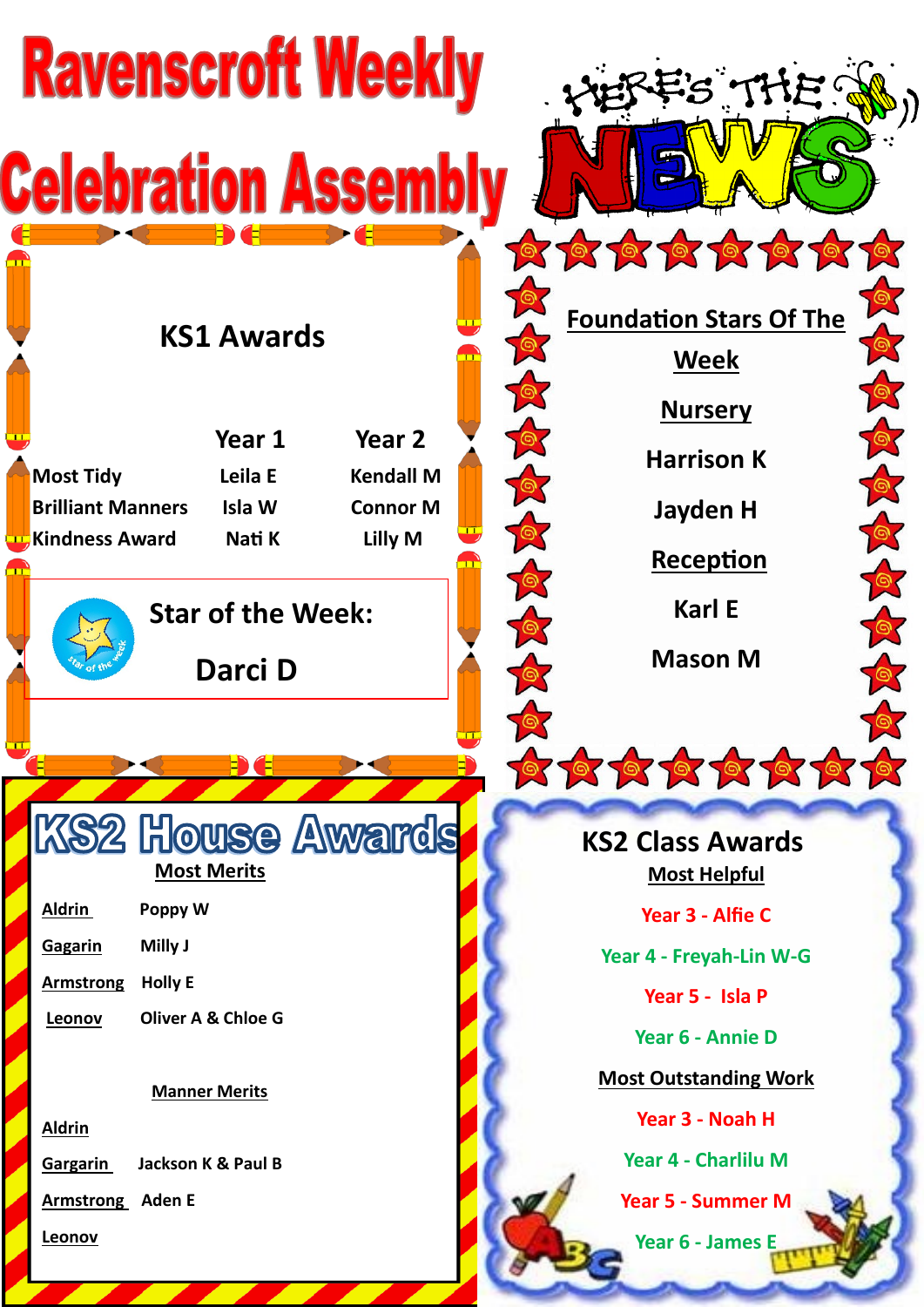# Ravenscroft Weekly Celebration Assembly

## HERE'S THE NEWS

## KS1 Awards

| | Year 1 | Year 2 |
|---|---|---|
| Most Tidy | Leila E | Kendall M |
| Brilliant Manners | Isla W | Connor M |
| Kindness Award | Nati K | Lilly M |

**Star of the Week:**

**Darci D**

## Foundation Stars Of The Week

**Nursery**

Harrison K

Jayden H

**Reception**

Karl E

Mason M

## KS2 House Awards

**Most Merits**

| | |
|---|---|
| Aldrin | Poppy W |
| Gagarin | Milly J |
| Armstrong | Holly E |
| Leonov | Oliver A & Chloe G |

**Manner Merits**

| | |
|---|---|
| Aldrin | |
| Gargarin | Jackson K & Paul B |
| Armstrong | Aden E |
| Leonov | |

## KS2 Class Awards

**Most Helpful**

Year 3 - Alfie C

Year 4 - Freyah-Lin W-G

Year 5 - Isla P

Year 6 - Annie D

**Most Outstanding Work**

Year 3 - Noah H

Year 4 - Charlilu M

Year 5 - Summer M

Year 6 - James E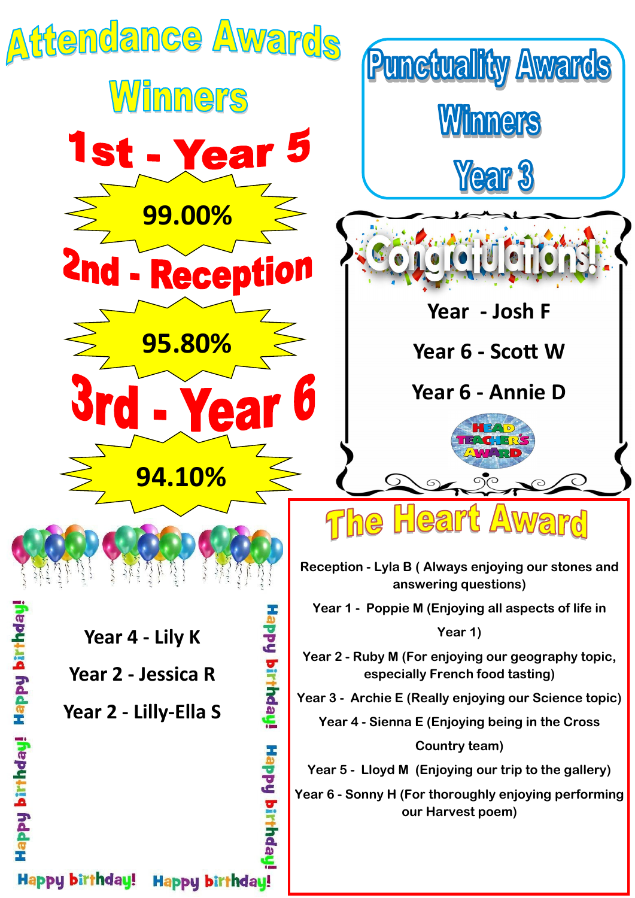# Attendance Awards Winners

## 1st - Year 5

99.00%

## 2nd - Reception

95.80%

## 3rd - Year 6

94.10%

# Punctuality Awards Winners

## Year 3

# Congratulations!

Year - Josh F

Year 6 - Scott W

Year 6 - Annie D

HEAD TEACHER'S AWARD

# Happy birthday!

Year 4 - Lily K

Year 2 - Jessica R

Year 2 - Lilly-Ella S

# The Heart Award

Reception - Lyla B ( Always enjoying our stones and answering questions)

Year 1 - Poppie M (Enjoying all aspects of life in Year 1)

Year 2 - Ruby M (For enjoying our geography topic, especially French food tasting)

Year 3 - Archie E (Really enjoying our Science topic)

Year 4 - Sienna E (Enjoying being in the Cross Country team)

Year 5 - Lloyd M (Enjoying our trip to the gallery)

Year 6 - Sonny H (For thoroughly enjoying performing our Harvest poem)